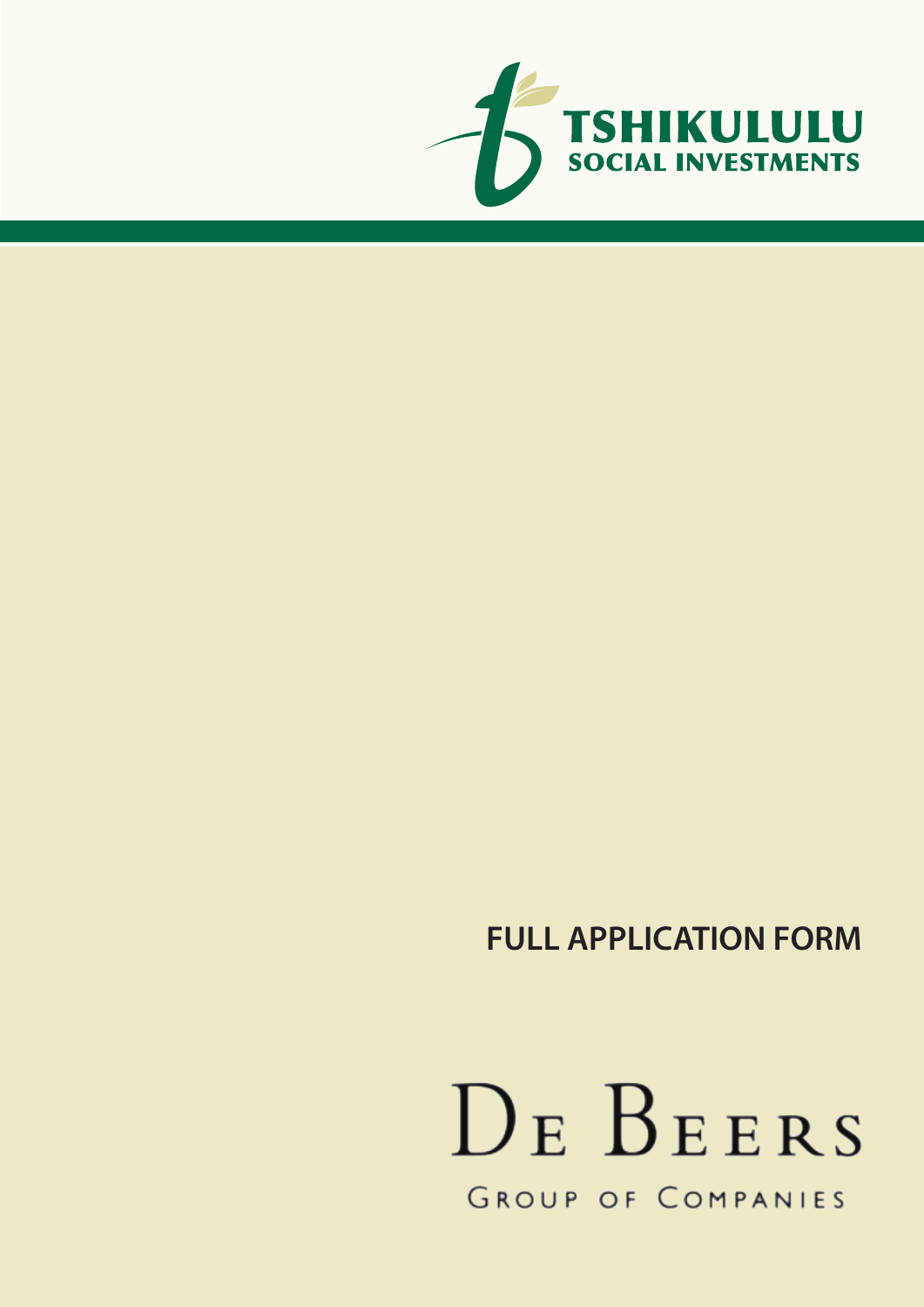TSHIKULULU
SOCIAL INVESTMENTS

# FULL APPLICATION FORM

DE BEERS
GROUP OF COMPANIES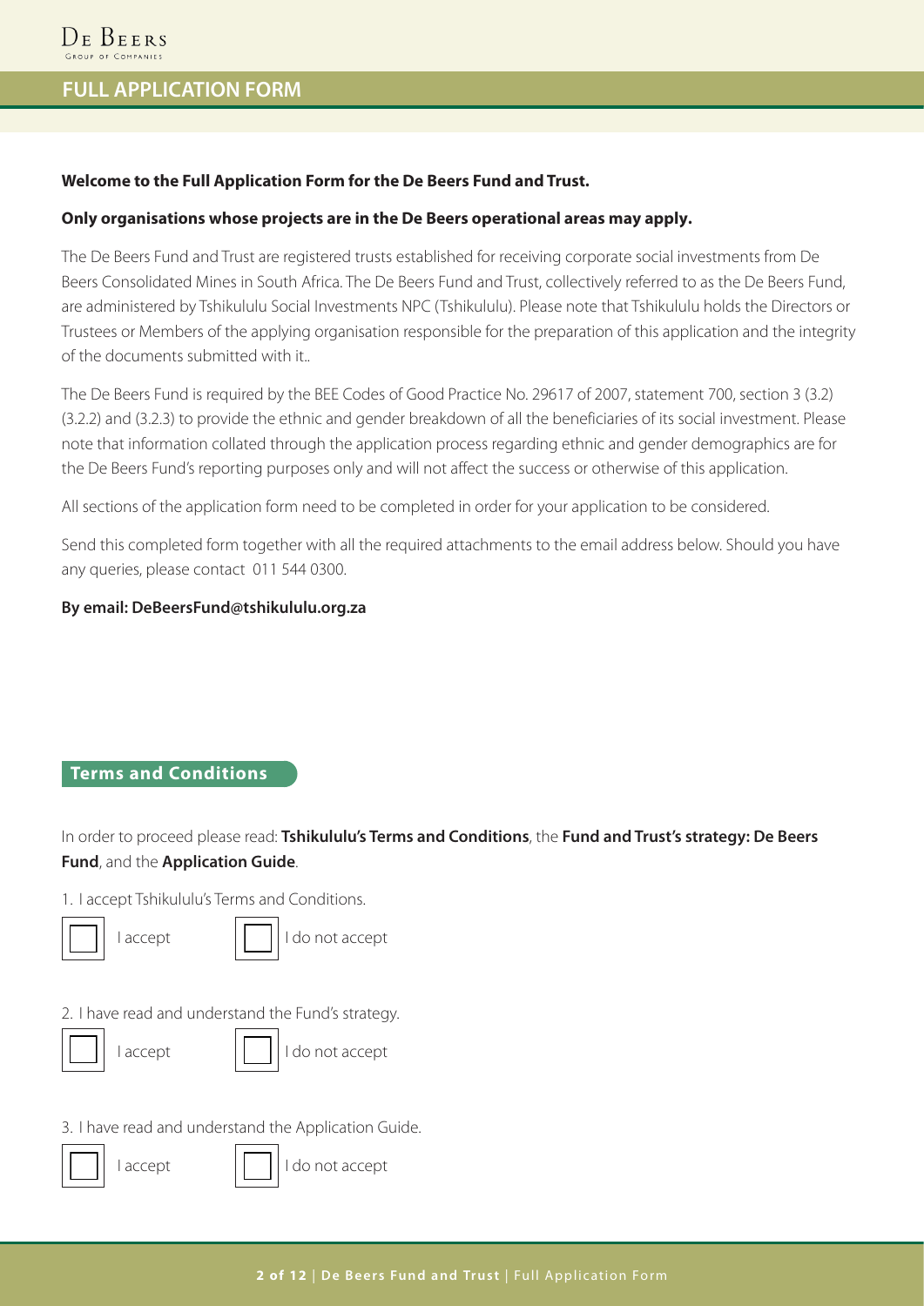# FULL APPLICATION FORM

**Welcome to the Full Application Form for the De Beers Fund and Trust.**

**Only organisations whose projects are in the De Beers operational areas may apply.**

The De Beers Fund and Trust are registered trusts established for receiving corporate social investments from De Beers Consolidated Mines in South Africa. The De Beers Fund and Trust, collectively referred to as the De Beers Fund, are administered by Tshikululu Social Investments NPC (Tshikululu). Please note that Tshikululu holds the Directors or Trustees or Members of the applying organisation responsible for the preparation of this application and the integrity of the documents submitted with it..

The De Beers Fund is required by the BEE Codes of Good Practice No. 29617 of 2007, statement 700, section 3 (3.2) (3.2.2) and (3.2.3) to provide the ethnic and gender breakdown of all the beneficiaries of its social investment. Please note that information collated through the application process regarding ethnic and gender demographics are for the De Beers Fund's reporting purposes only and will not affect the success or otherwise of this application.

All sections of the application form need to be completed in order for your application to be considered.

Send this completed form together with all the required attachments to the email address below. Should you have any queries, please contact 011 544 0300.

**By email: DeBeersFund@tshikululu.org.za**

## Terms and Conditions

In order to proceed please read: **Tshikululu's Terms and Conditions**, the **Fund and Trust's strategy: De Beers Fund**, and the **Application Guide**.

1. I accept Tshikululu's Terms and Conditions.

☐ I accept ☐ I do not accept

2. I have read and understand the Fund's strategy.

☐ I accept ☐ I do not accept

3. I have read and understand the Application Guide.

☐ I accept ☐ I do not accept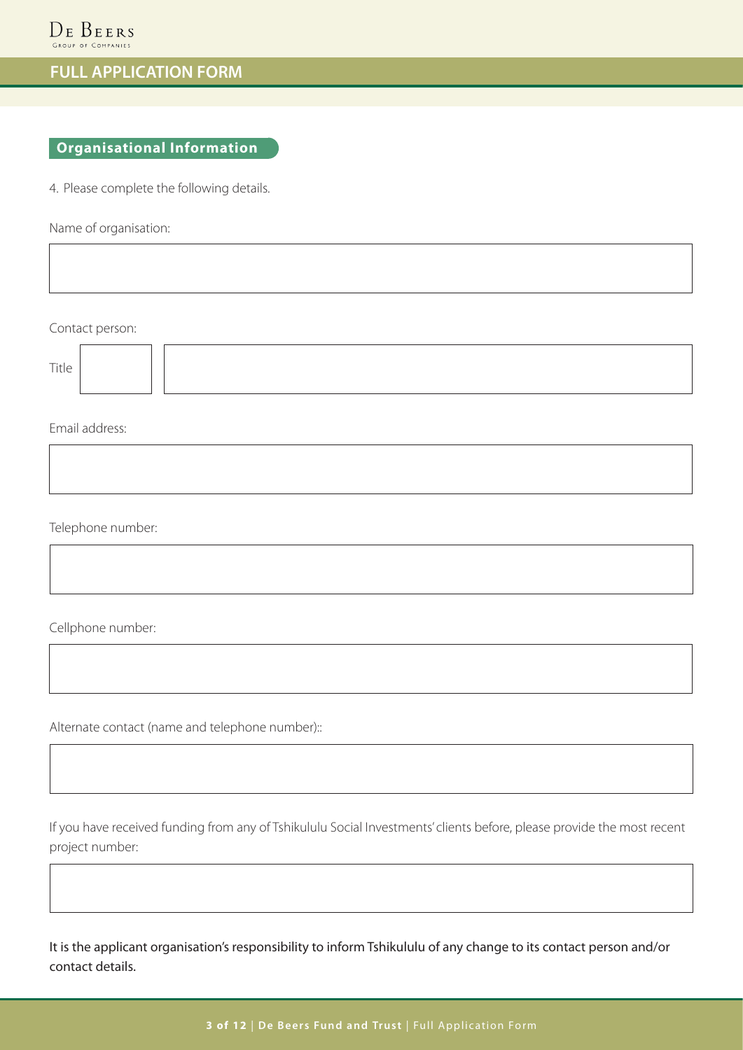# FULL APPLICATION FORM

## Organisational Information

4. Please complete the following details.

Name of organisation:

Contact person:

Title

Email address:

Telephone number:

Cellphone number:

Alternate contact (name and telephone number)::

If you have received funding from any of Tshikululu Social Investments' clients before, please provide the most recent project number:

It is the applicant organisation's responsibility to inform Tshikululu of any change to its contact person and/or contact details.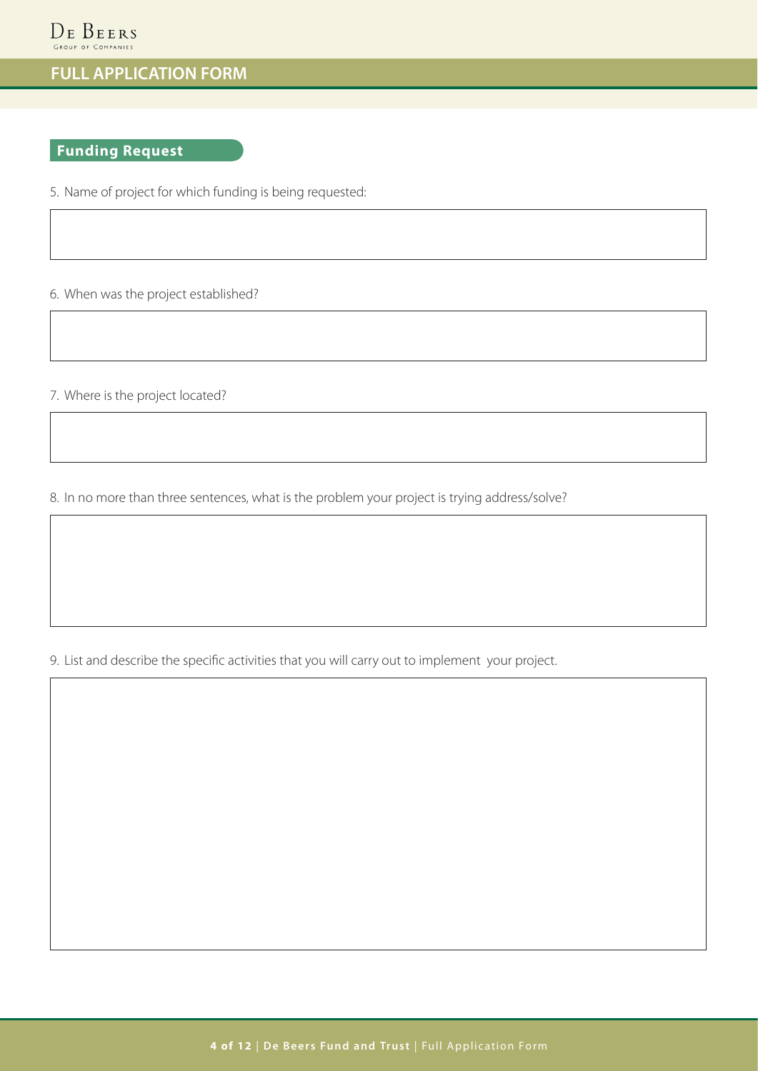## FULL APPLICATION FORM

### Funding Request

5. Name of project for which funding is being requested:

6. When was the project established?

7. Where is the project located?

8. In no more than three sentences, what is the problem your project is trying address/solve?

9. List and describe the specific activities that you will carry out to implement your project.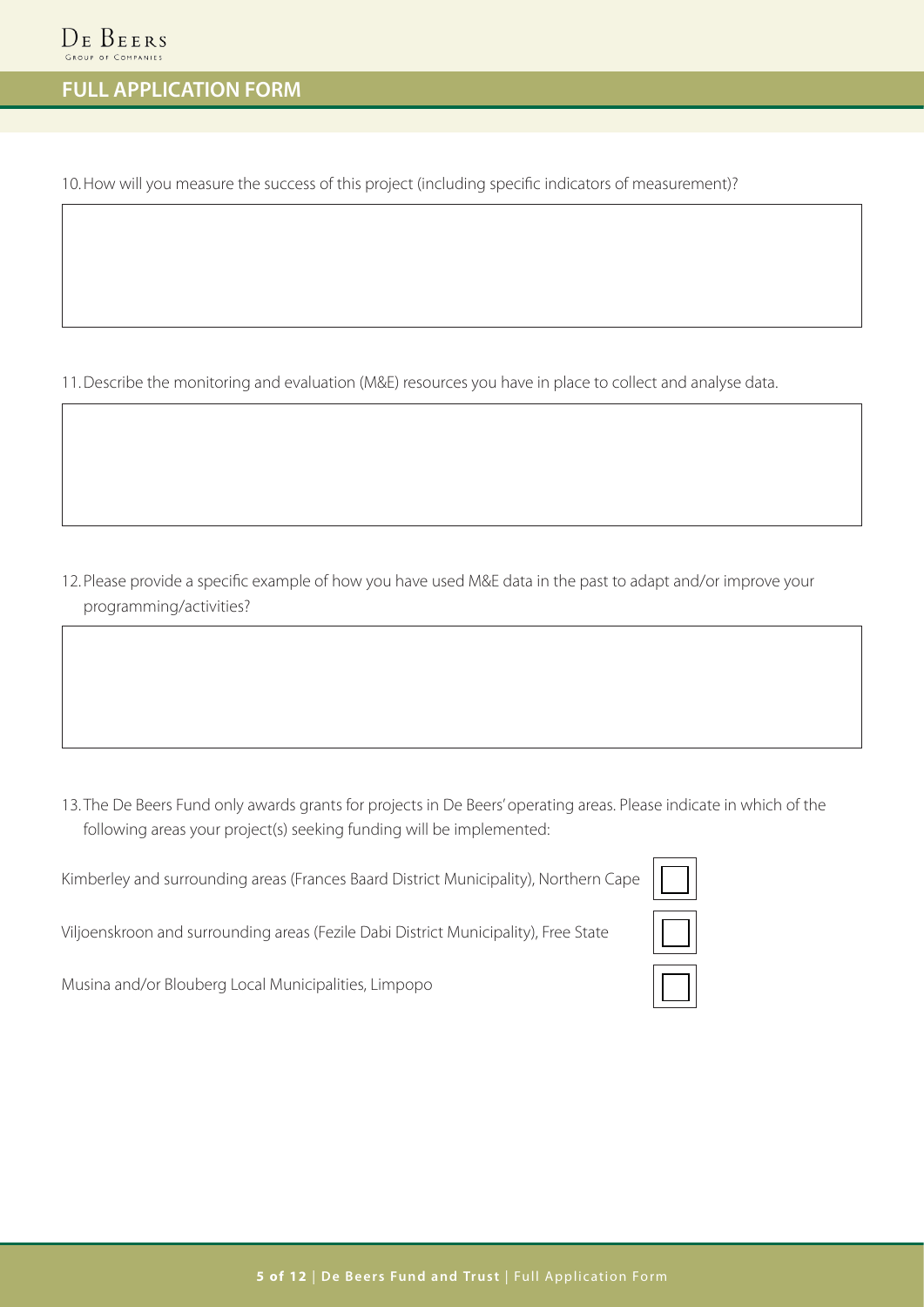## FULL APPLICATION FORM

10. How will you measure the success of this project (including specific indicators of measurement)?

11. Describe the monitoring and evaluation (M&E) resources you have in place to collect and analyse data.

12. Please provide a specific example of how you have used M&E data in the past to adapt and/or improve your programming/activities?

13. The De Beers Fund only awards grants for projects in De Beers' operating areas. Please indicate in which of the following areas your project(s) seeking funding will be implemented:

- [ ] Kimberley and surrounding areas (Frances Baard District Municipality), Northern Cape
- [ ] Viljoenskroon and surrounding areas (Fezile Dabi District Municipality), Free State
- [ ] Musina and/or Blouberg Local Municipalities, Limpopo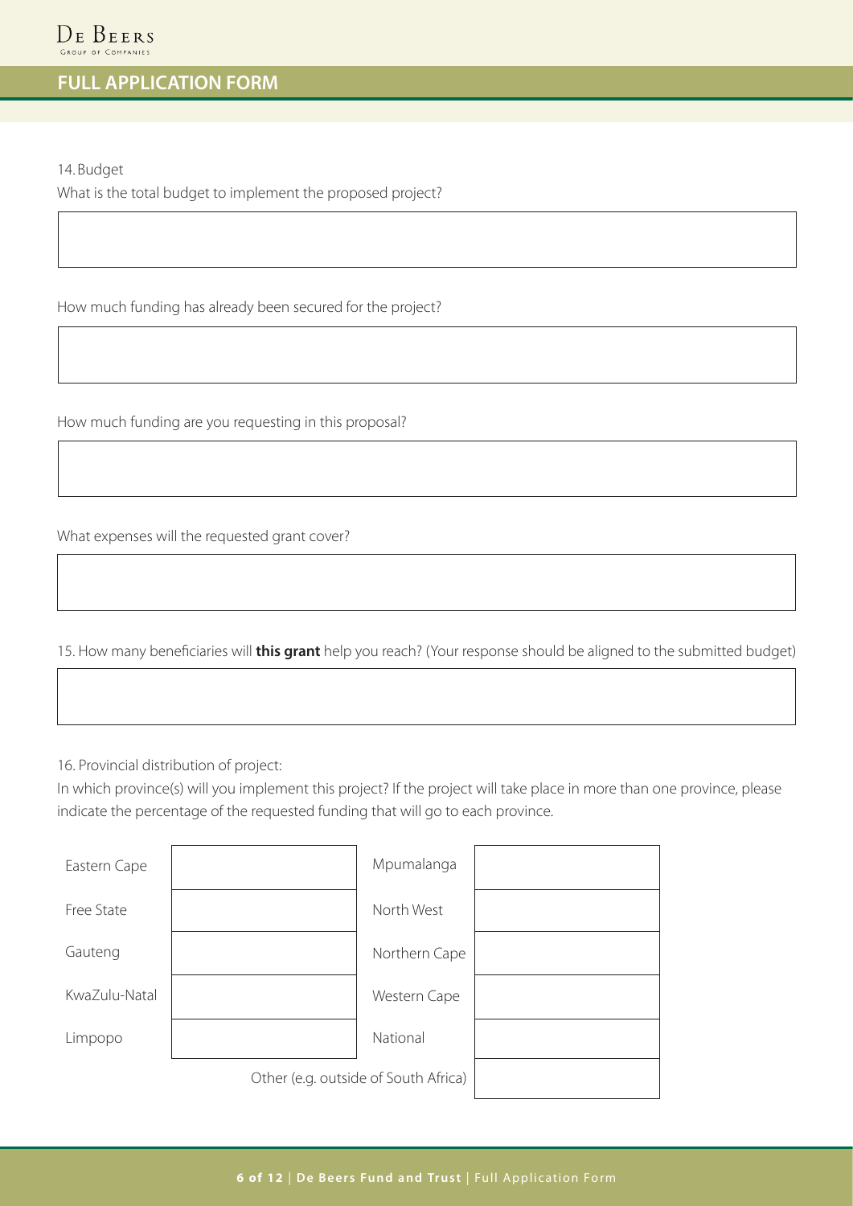# FULL APPLICATION FORM

14. Budget

What is the total budget to implement the proposed project?

How much funding has already been secured for the project?

How much funding are you requesting in this proposal?

What expenses will the requested grant cover?

15. How many beneficiaries will **this grant** help you reach? (Your response should be aligned to the submitted budget)

16. Provincial distribution of project:

In which province(s) will you implement this project? If the project will take place in more than one province, please indicate the percentage of the requested funding that will go to each province.

| Province | | Province | |
|---|---|---|---|
| Eastern Cape | | Mpumalanga | |
| Free State | | North West | |
| Gauteng | | Northern Cape | |
| KwaZulu-Natal | | Western Cape | |
| Limpopo | | National | |
| | | Other (e.g. outside of South Africa) | |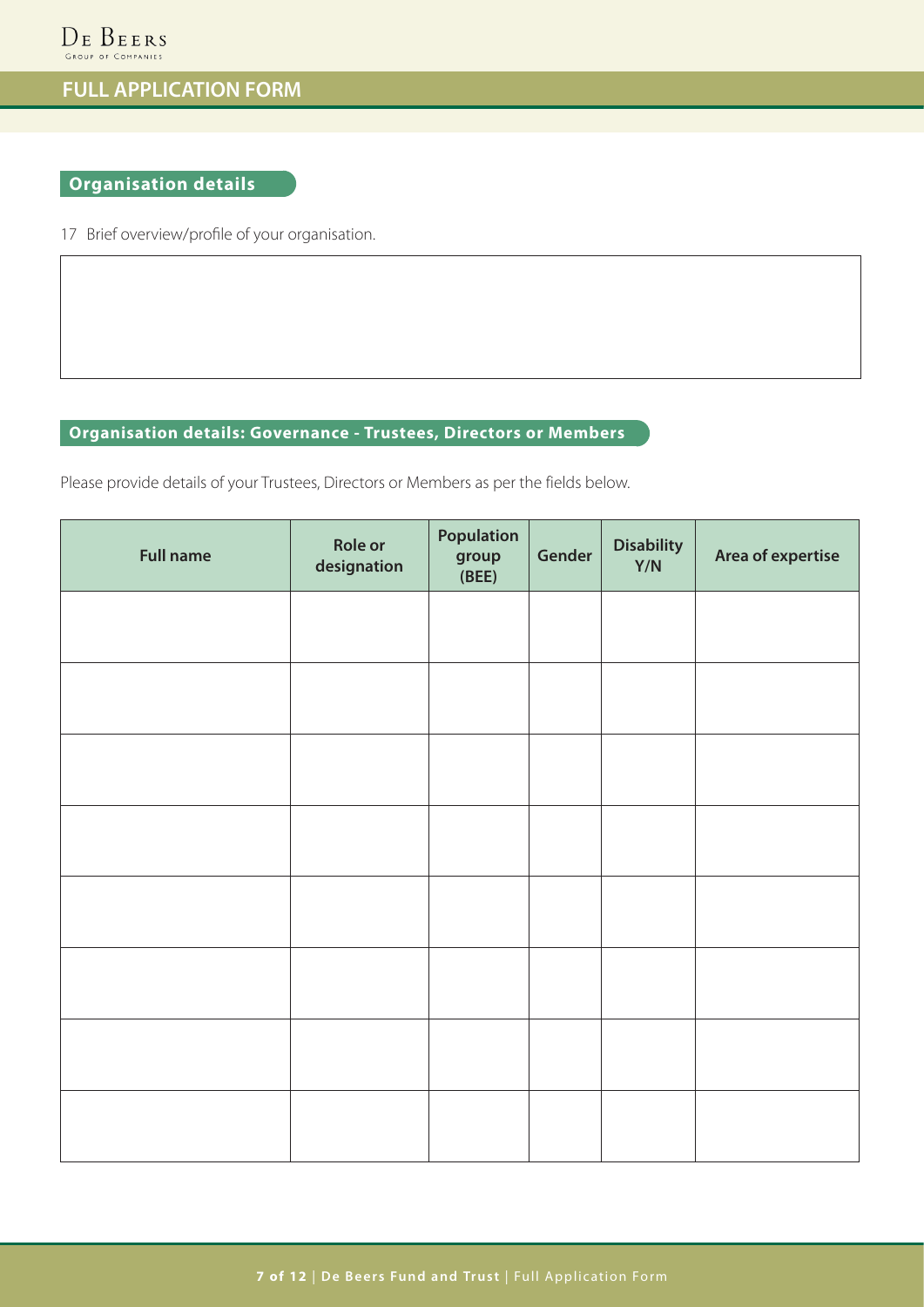# FULL APPLICATION FORM

## Organisation details

17 Brief overview/profile of your organisation.

## Organisation details: Governance - Trustees, Directors or Members

Please provide details of your Trustees, Directors or Members as per the fields below.

| Full name | Role or designation | Population group (BEE) | Gender | Disability Y/N | Area of expertise |
|---|---|---|---|---|---|
| | | | | | |
| | | | | | |
| | | | | | |
| | | | | | |
| | | | | | |
| | | | | | |
| | | | | | |
| | | | | | |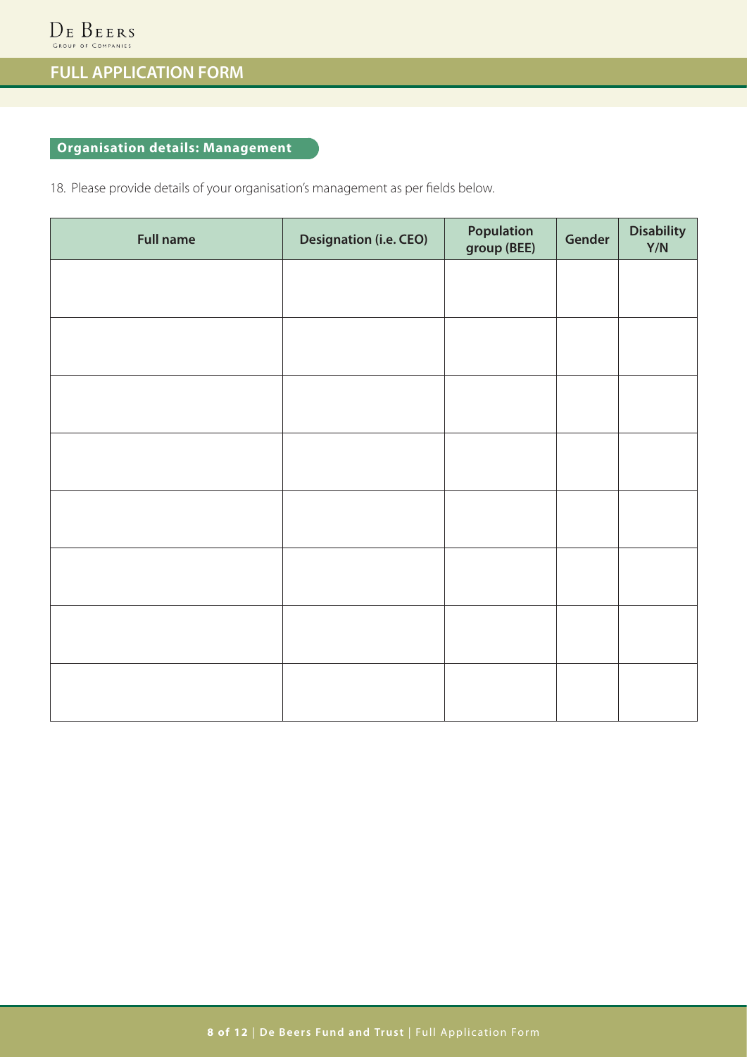# FULL APPLICATION FORM

## Organisation details: Management

18. Please provide details of your organisation's management as per fields below.

| Full name | Designation (i.e. CEO) | Population group (BEE) | Gender | Disability Y/N |
|---|---|---|---|---|
| | | | | |
| | | | | |
| | | | | |
| | | | | |
| | | | | |
| | | | | |
| | | | | |
| | | | | |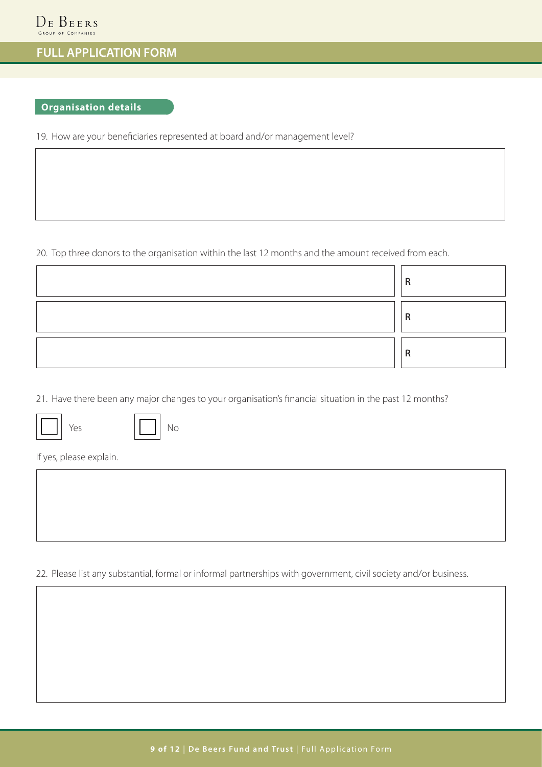## FULL APPLICATION FORM

### Organisation details

19. How are your beneficiaries represented at board and/or management level?

20. Top three donors to the organisation within the last 12 months and the amount received from each.

| | |
|---|---|
| | R |
| | R |
| | R |

21. Have there been any major changes to your organisation's financial situation in the past 12 months?

☐ Yes ☐ No

If yes, please explain.

22. Please list any substantial, formal or informal partnerships with government, civil society and/or business.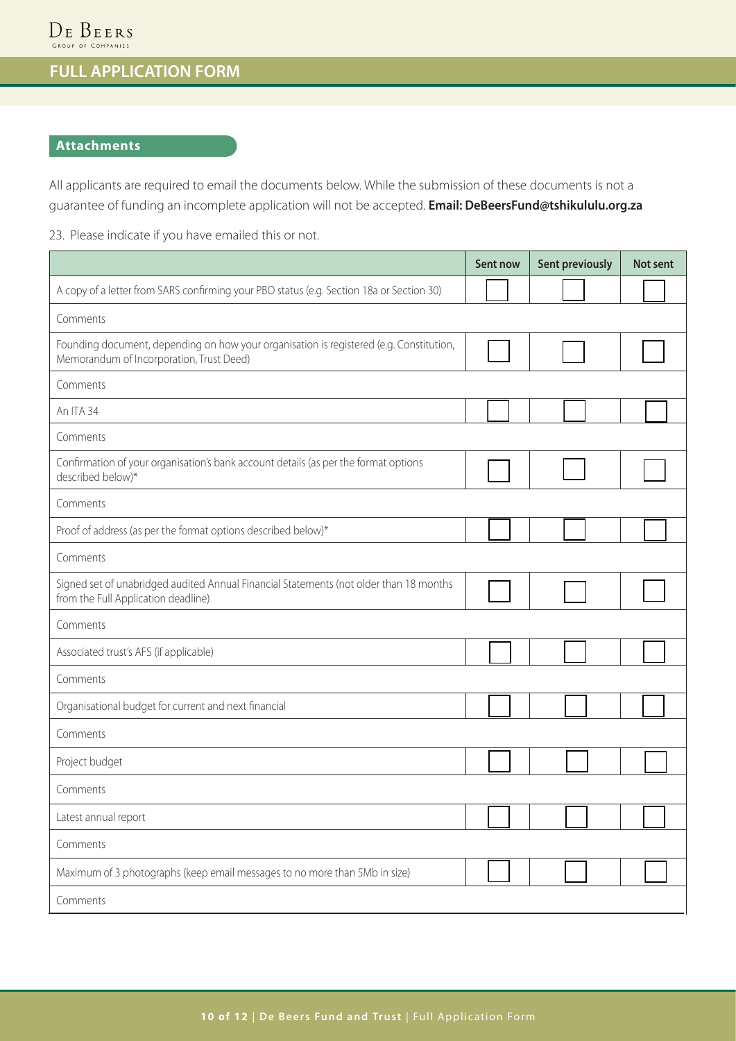# FULL APPLICATION FORM

## Attachments

All applicants are required to email the documents below. While the submission of these documents is not a guarantee of funding an incomplete application will not be accepted. **Email: DeBeersFund@tshikululu.org.za**

23. Please indicate if you have emailed this or not.

| | Sent now | Sent previously | Not sent |
|---|---|---|---|
| A copy of a letter from SARS confirming your PBO status (e.g. Section 18a or Section 30) | ☐ | ☐ | ☐ |
| Comments | | | |
| Founding document, depending on how your organisation is registered (e.g. Constitution, Memorandum of Incorporation, Trust Deed) | ☐ | ☐ | ☐ |
| Comments | | | |
| An ITA 34 | ☐ | ☐ | ☐ |
| Comments | | | |
| Confirmation of your organisation's bank account details (as per the format options described below)* | ☐ | ☐ | ☐ |
| Comments | | | |
| Proof of address (as per the format options described below)* | ☐ | ☐ | ☐ |
| Comments | | | |
| Signed set of unabridged audited Annual Financial Statements (not older than 18 months from the Full Application deadline) | ☐ | ☐ | ☐ |
| Comments | | | |
| Associated trust's AFS (if applicable) | ☐ | ☐ | ☐ |
| Comments | | | |
| Organisational budget for current and next financial | ☐ | ☐ | ☐ |
| Comments | | | |
| Project budget | ☐ | ☐ | ☐ |
| Comments | | | |
| Latest annual report | ☐ | ☐ | ☐ |
| Comments | | | |
| Maximum of 3 photographs (keep email messages to no more than 5Mb in size) | ☐ | ☐ | ☐ |
| Comments | | | |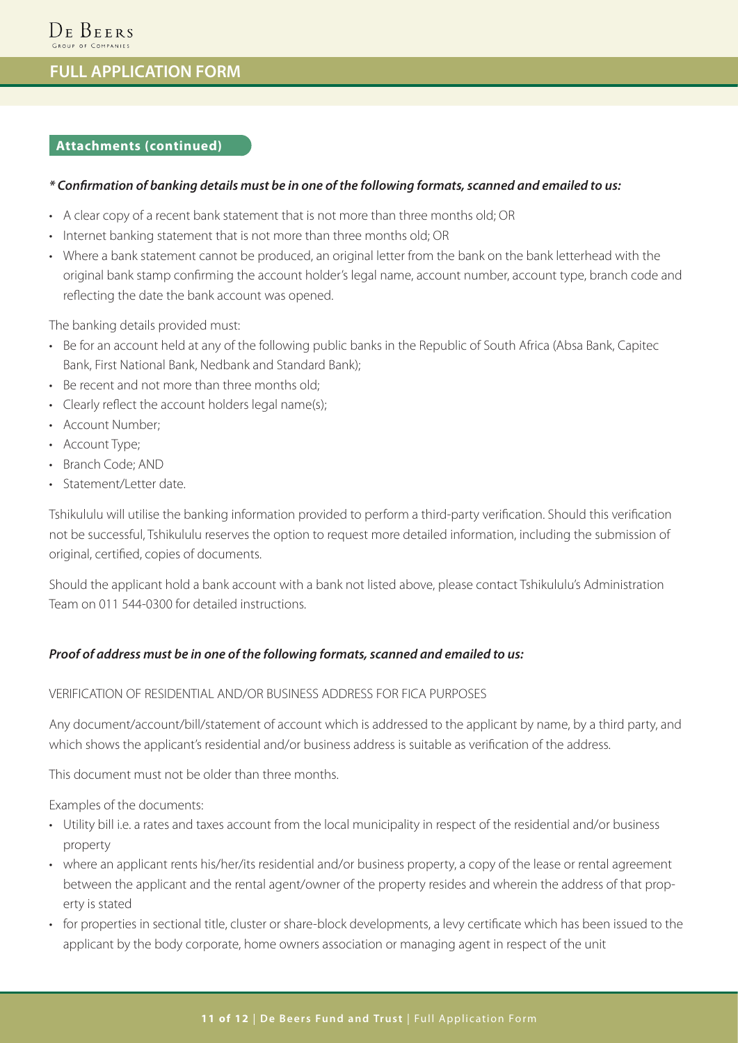## FULL APPLICATION FORM

### Attachments (continued)

***\* Confirmation of banking details must be in one of the following formats, scanned and emailed to us:***

- A clear copy of a recent bank statement that is not more than three months old; OR
- Internet banking statement that is not more than three months old; OR
- Where a bank statement cannot be produced, an original letter from the bank on the bank letterhead with the original bank stamp confirming the account holder's legal name, account number, account type, branch code and reflecting the date the bank account was opened.

The banking details provided must:

- Be for an account held at any of the following public banks in the Republic of South Africa (Absa Bank, Capitec Bank, First National Bank, Nedbank and Standard Bank);
- Be recent and not more than three months old;
- Clearly reflect the account holders legal name(s);
- Account Number;
- Account Type;
- Branch Code; AND
- Statement/Letter date.

Tshikululu will utilise the banking information provided to perform a third-party verification. Should this verification not be successful, Tshikululu reserves the option to request more detailed information, including the submission of original, certified, copies of documents.

Should the applicant hold a bank account with a bank not listed above, please contact Tshikululu's Administration Team on 011 544-0300 for detailed instructions.

***Proof of address must be in one of the following formats, scanned and emailed to us:***

VERIFICATION OF RESIDENTIAL AND/OR BUSINESS ADDRESS FOR FICA PURPOSES

Any document/account/bill/statement of account which is addressed to the applicant by name, by a third party, and which shows the applicant's residential and/or business address is suitable as verification of the address.

This document must not be older than three months.

Examples of the documents:

- Utility bill i.e. a rates and taxes account from the local municipality in respect of the residential and/or business property
- where an applicant rents his/her/its residential and/or business property, a copy of the lease or rental agreement between the applicant and the rental agent/owner of the property resides and wherein the address of that property is stated
- for properties in sectional title, cluster or share-block developments, a levy certificate which has been issued to the applicant by the body corporate, home owners association or managing agent in respect of the unit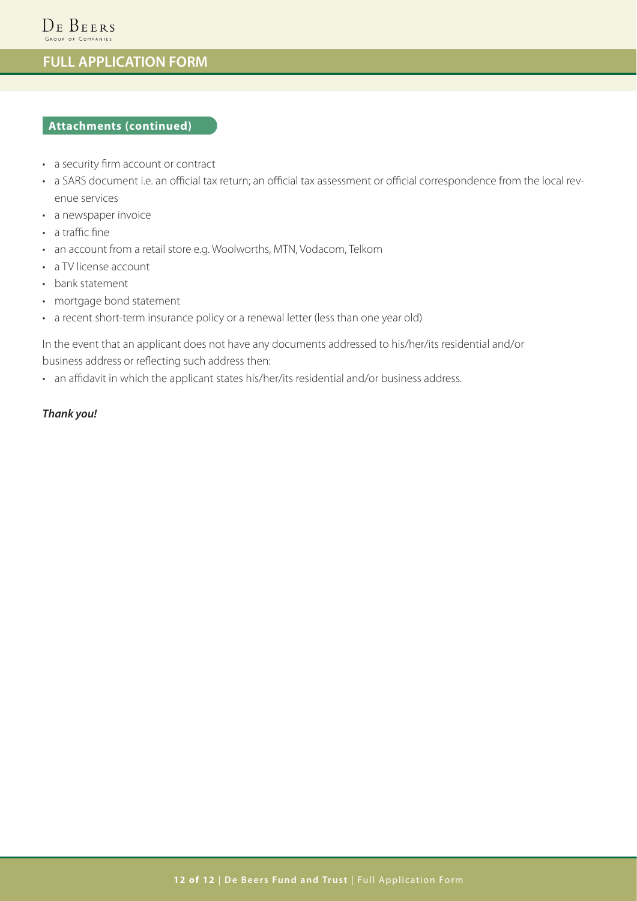# FULL APPLICATION FORM

## Attachments (continued)

- a security firm account or contract
- a SARS document i.e. an official tax return; an official tax assessment or official correspondence from the local revenue services
- a newspaper invoice
- a traffic fine
- an account from a retail store e.g. Woolworths, MTN, Vodacom, Telkom
- a TV license account
- bank statement
- mortgage bond statement
- a recent short-term insurance policy or a renewal letter (less than one year old)

In the event that an applicant does not have any documents addressed to his/her/its residential and/or business address or reflecting such address then:

- an affidavit in which the applicant states his/her/its residential and/or business address.

***Thank you!***